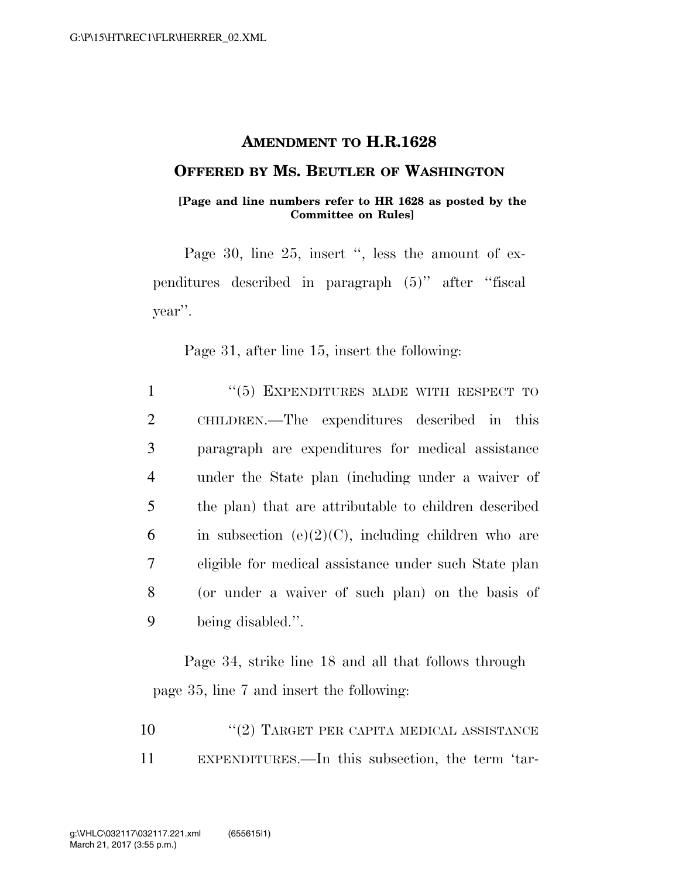## AMENDMENT TO H.R.1628

## OFFERED BY MS. BEUTLER OF WASHINGTON

**[Page and line numbers refer to HR 1628 as posted by the Committee on Rules]**

Page 30, line 25, insert ", less the amount of expenditures described in paragraph (5)" after "fiscal year".

Page 31, after line 15, insert the following:

1 "(5) EXPENDITURES MADE WITH RESPECT TO
2 CHILDREN.—The expenditures described in this
3 paragraph are expenditures for medical assistance
4 under the State plan (including under a waiver of
5 the plan) that are attributable to children described
6 in subsection (e)(2)(C), including children who are
7 eligible for medical assistance under such State plan
8 (or under a waiver of such plan) on the basis of
9 being disabled.".

Page 34, strike line 18 and all that follows through page 35, line 7 and insert the following:

10 "(2) TARGET PER CAPITA MEDICAL ASSISTANCE
11 EXPENDITURES.—In this subsection, the term 'tar-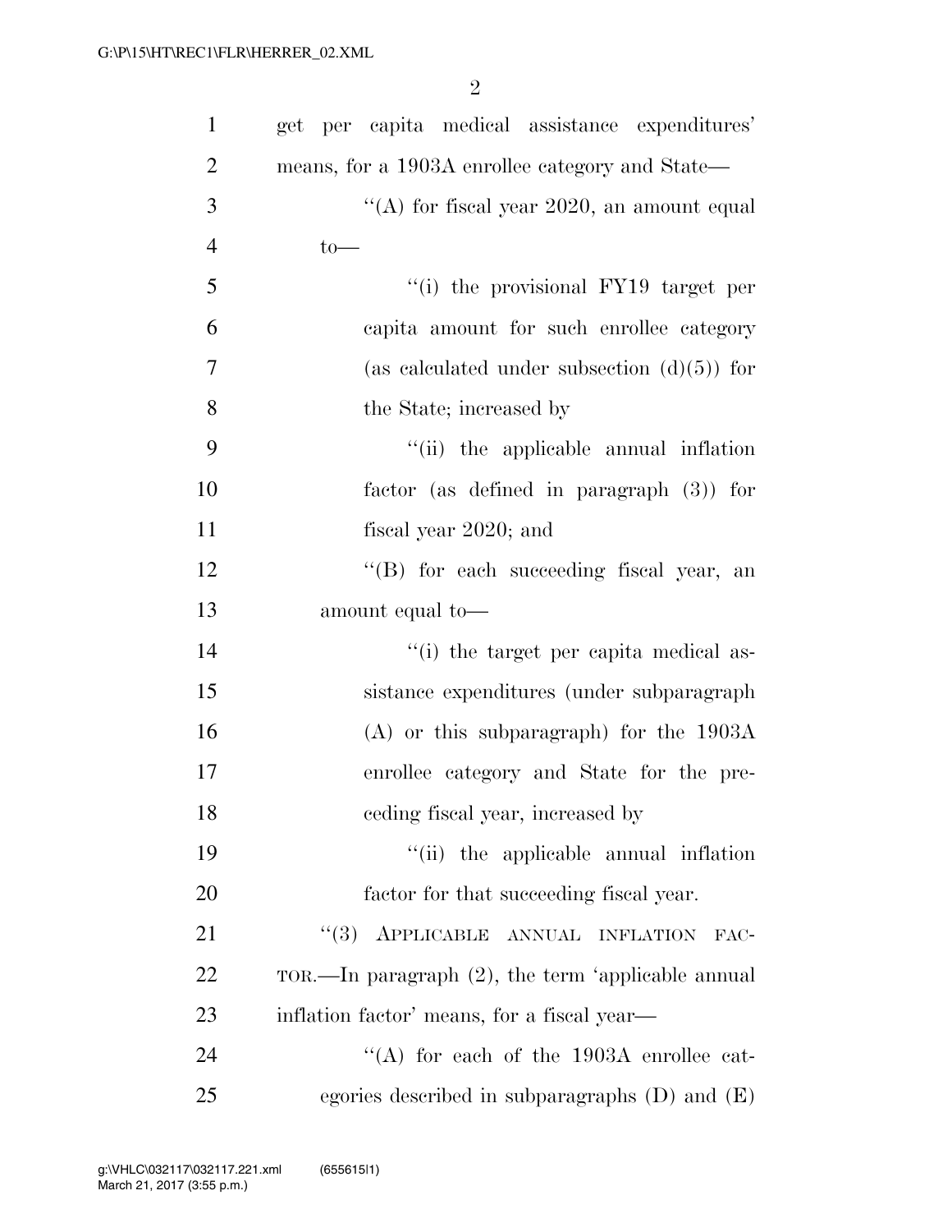get per capita medical assistance expenditures' means, for a 1903A enrollee category and State—

''(A) for fiscal year 2020, an amount equal to—

''(i) the provisional FY19 target per capita amount for such enrollee category (as calculated under subsection (d)(5)) for the State; increased by

''(ii) the applicable annual inflation factor (as defined in paragraph (3)) for fiscal year 2020; and

''(B) for each succeeding fiscal year, an amount equal to—

''(i) the target per capita medical assistance expenditures (under subparagraph (A) or this subparagraph) for the 1903A enrollee category and State for the preceding fiscal year, increased by

''(ii) the applicable annual inflation factor for that succeeding fiscal year.

''(3) APPLICABLE ANNUAL INFLATION FACTOR.—In paragraph (2), the term 'applicable annual inflation factor' means, for a fiscal year—

''(A) for each of the 1903A enrollee categories described in subparagraphs (D) and (E)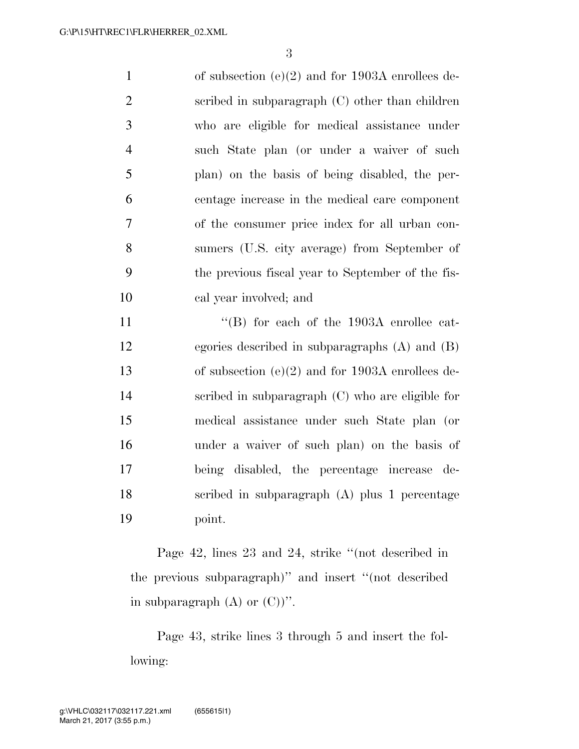of subsection (e)(2) and for 1903A enrollees described in subparagraph (C) other than children who are eligible for medical assistance under such State plan (or under a waiver of such plan) on the basis of being disabled, the percentage increase in the medical care component of the consumer price index for all urban consumers (U.S. city average) from September of the previous fiscal year to September of the fiscal year involved; and

"(B) for each of the 1903A enrollee categories described in subparagraphs (A) and (B) of subsection (e)(2) and for 1903A enrollees described in subparagraph (C) who are eligible for medical assistance under such State plan (or under a waiver of such plan) on the basis of being disabled, the percentage increase described in subparagraph (A) plus 1 percentage point.

Page 42, lines 23 and 24, strike "(not described in the previous subparagraph)" and insert "(not described in subparagraph (A) or (C))".

Page 43, strike lines 3 through 5 and insert the following: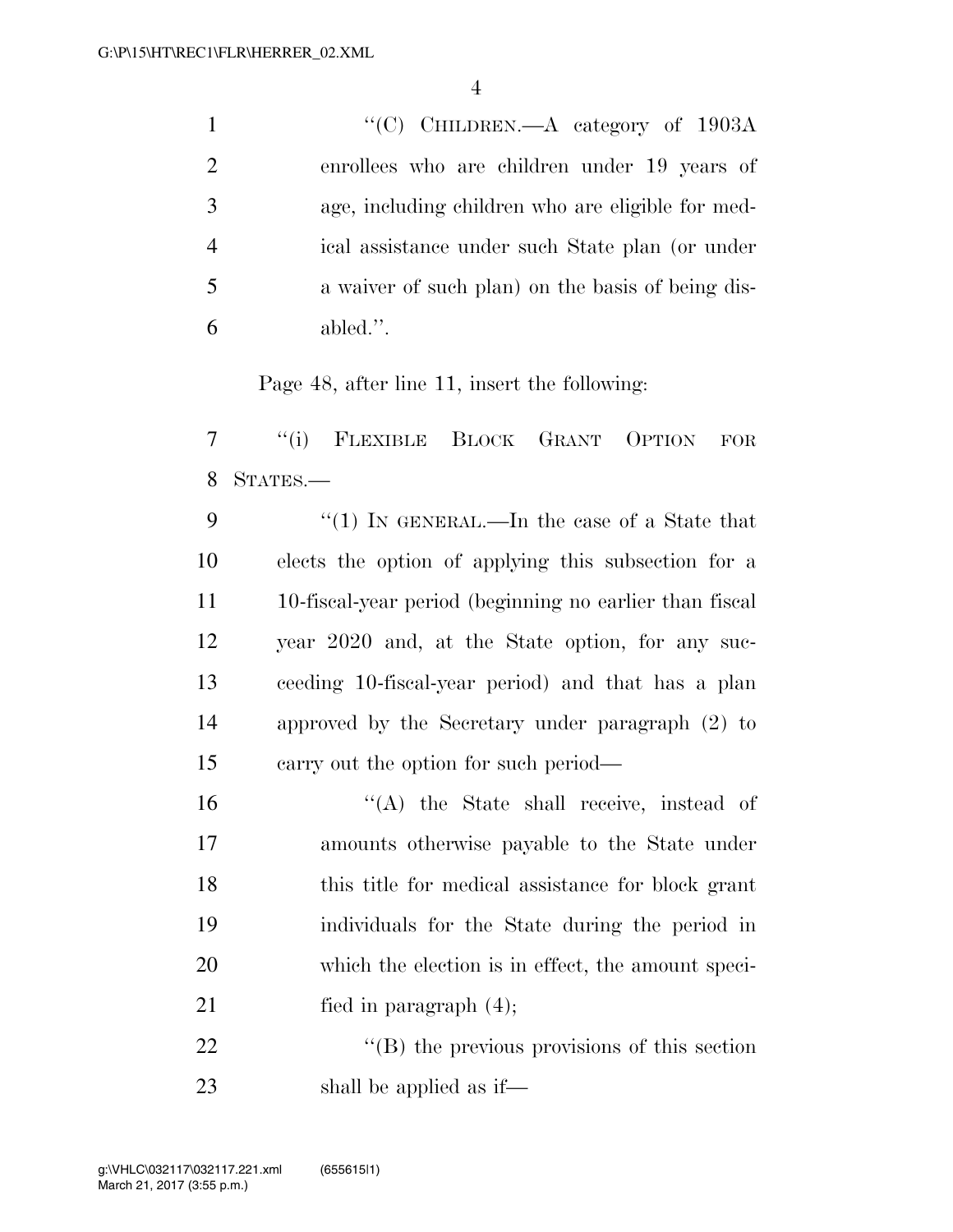"(C) CHILDREN.—A category of 1903A enrollees who are children under 19 years of age, including children who are eligible for medical assistance under such State plan (or under a waiver of such plan) on the basis of being disabled.".

Page 48, after line 11, insert the following:

"(i) FLEXIBLE BLOCK GRANT OPTION FOR STATES.—

"(1) IN GENERAL.—In the case of a State that elects the option of applying this subsection for a 10-fiscal-year period (beginning no earlier than fiscal year 2020 and, at the State option, for any succeeding 10-fiscal-year period) and that has a plan approved by the Secretary under paragraph (2) to carry out the option for such period—

"(A) the State shall receive, instead of amounts otherwise payable to the State under this title for medical assistance for block grant individuals for the State during the period in which the election is in effect, the amount specified in paragraph (4);

"(B) the previous provisions of this section shall be applied as if—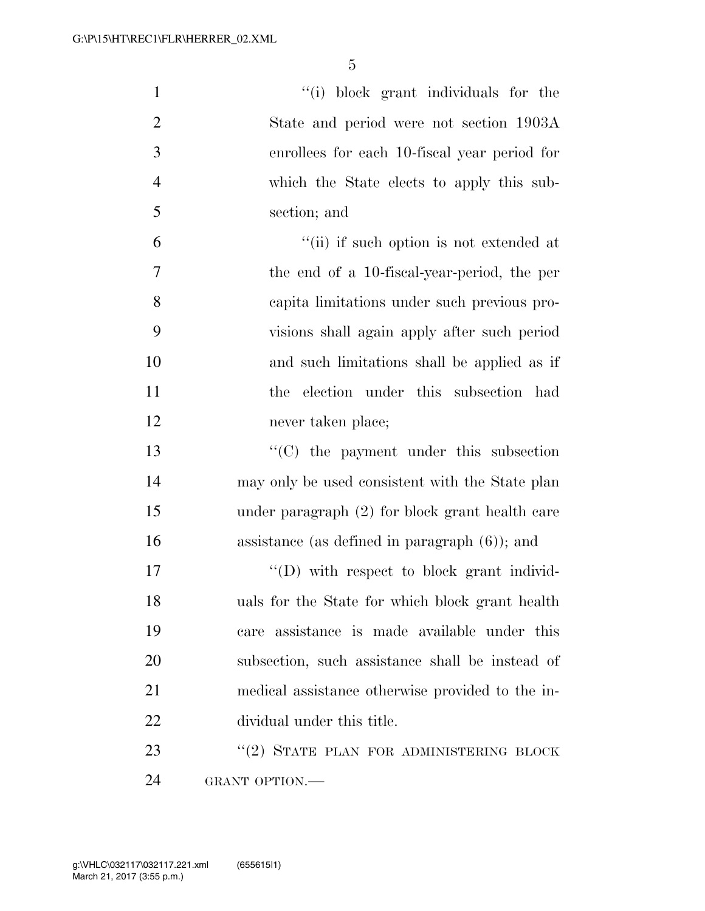''(i) block grant individuals for the State and period were not section 1903A enrollees for each 10-fiscal year period for which the State elects to apply this subsection; and

''(ii) if such option is not extended at the end of a 10-fiscal-year-period, the per capita limitations under such previous provisions shall again apply after such period and such limitations shall be applied as if the election under this subsection had never taken place;

''(C) the payment under this subsection may only be used consistent with the State plan under paragraph (2) for block grant health care assistance (as defined in paragraph (6)); and

''(D) with respect to block grant individuals for the State for which block grant health care assistance is made available under this subsection, such assistance shall be instead of medical assistance otherwise provided to the individual under this title.

''(2) STATE PLAN FOR ADMINISTERING BLOCK GRANT OPTION.—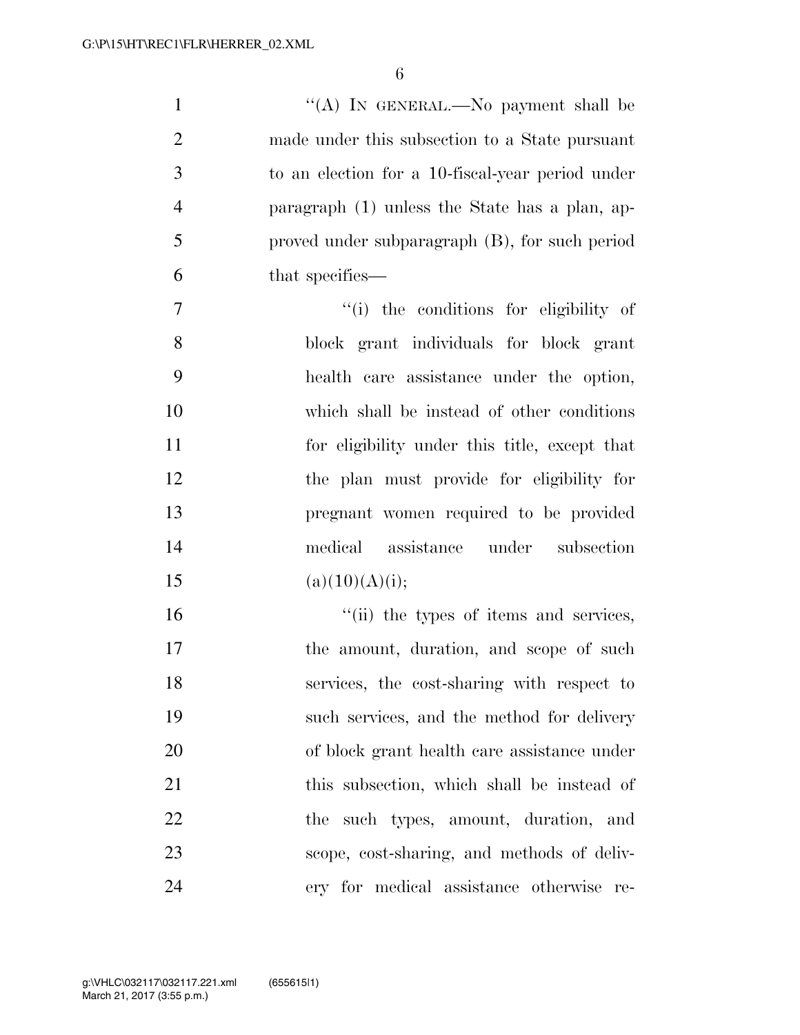"(A) IN GENERAL.—No payment shall be made under this subsection to a State pursuant to an election for a 10-fiscal-year period under paragraph (1) unless the State has a plan, approved under subparagraph (B), for such period that specifies—

"(i) the conditions for eligibility of block grant individuals for block grant health care assistance under the option, which shall be instead of other conditions for eligibility under this title, except that the plan must provide for eligibility for pregnant women required to be provided medical assistance under subsection (a)(10)(A)(i);

"(ii) the types of items and services, the amount, duration, and scope of such services, the cost-sharing with respect to such services, and the method for delivery of block grant health care assistance under this subsection, which shall be instead of the such types, amount, duration, and scope, cost-sharing, and methods of delivery for medical assistance otherwise re-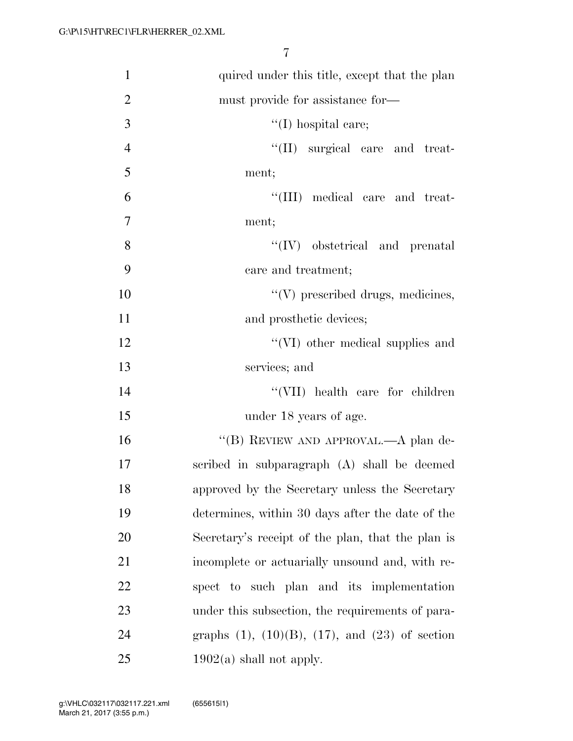quired under this title, except that the plan must provide for assistance for—

''(I) hospital care;

''(II) surgical care and treatment;

''(III) medical care and treatment;

''(IV) obstetrical and prenatal care and treatment;

''(V) prescribed drugs, medicines, and prosthetic devices;

''(VI) other medical supplies and services; and

''(VII) health care for children under 18 years of age.

''(B) REVIEW AND APPROVAL.—A plan described in subparagraph (A) shall be deemed approved by the Secretary unless the Secretary determines, within 30 days after the date of the Secretary's receipt of the plan, that the plan is incomplete or actuarially unsound and, with respect to such plan and its implementation under this subsection, the requirements of paragraphs (1), (10)(B), (17), and (23) of section 1902(a) shall not apply.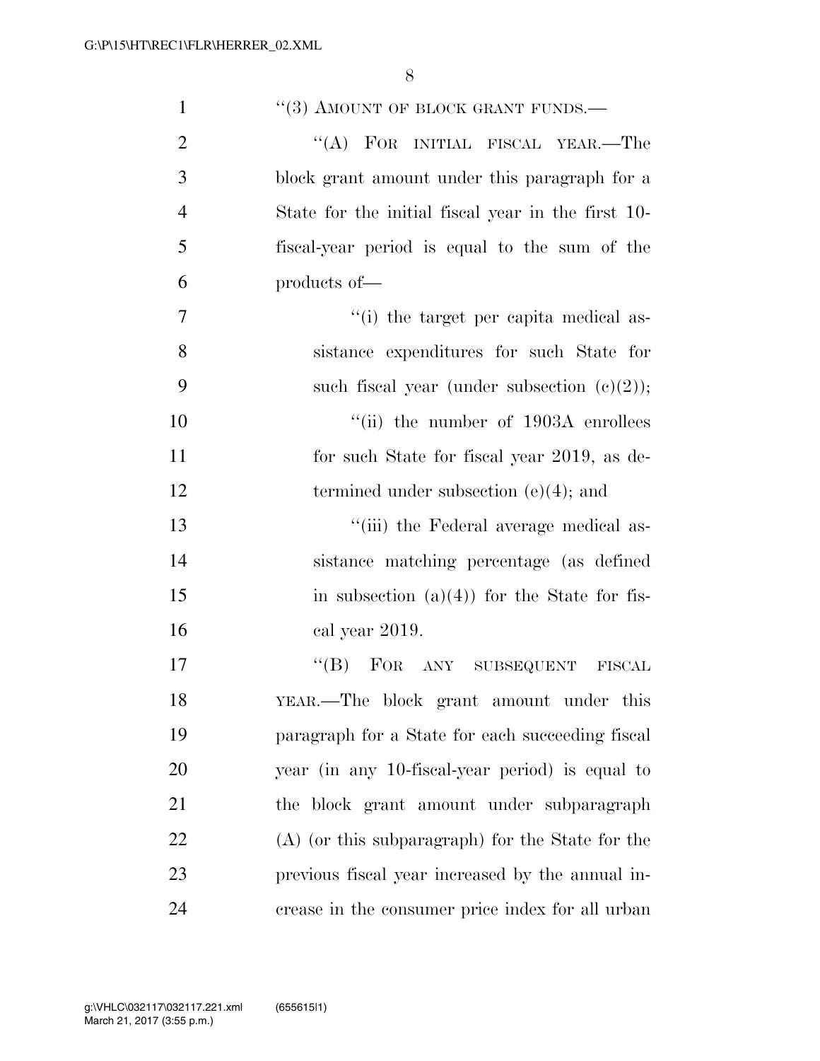"(3) AMOUNT OF BLOCK GRANT FUNDS.—

"(A) FOR INITIAL FISCAL YEAR.—The block grant amount under this paragraph for a State for the initial fiscal year in the first 10-fiscal-year period is equal to the sum of the products of—

"(i) the target per capita medical assistance expenditures for such State for such fiscal year (under subsection (c)(2));

"(ii) the number of 1903A enrollees for such State for fiscal year 2019, as determined under subsection (e)(4); and

"(iii) the Federal average medical assistance matching percentage (as defined in subsection (a)(4)) for the State for fiscal year 2019.

"(B) FOR ANY SUBSEQUENT FISCAL YEAR.—The block grant amount under this paragraph for a State for each succeeding fiscal year (in any 10-fiscal-year period) is equal to the block grant amount under subparagraph (A) (or this subparagraph) for the State for the previous fiscal year increased by the annual increase in the consumer price index for all urban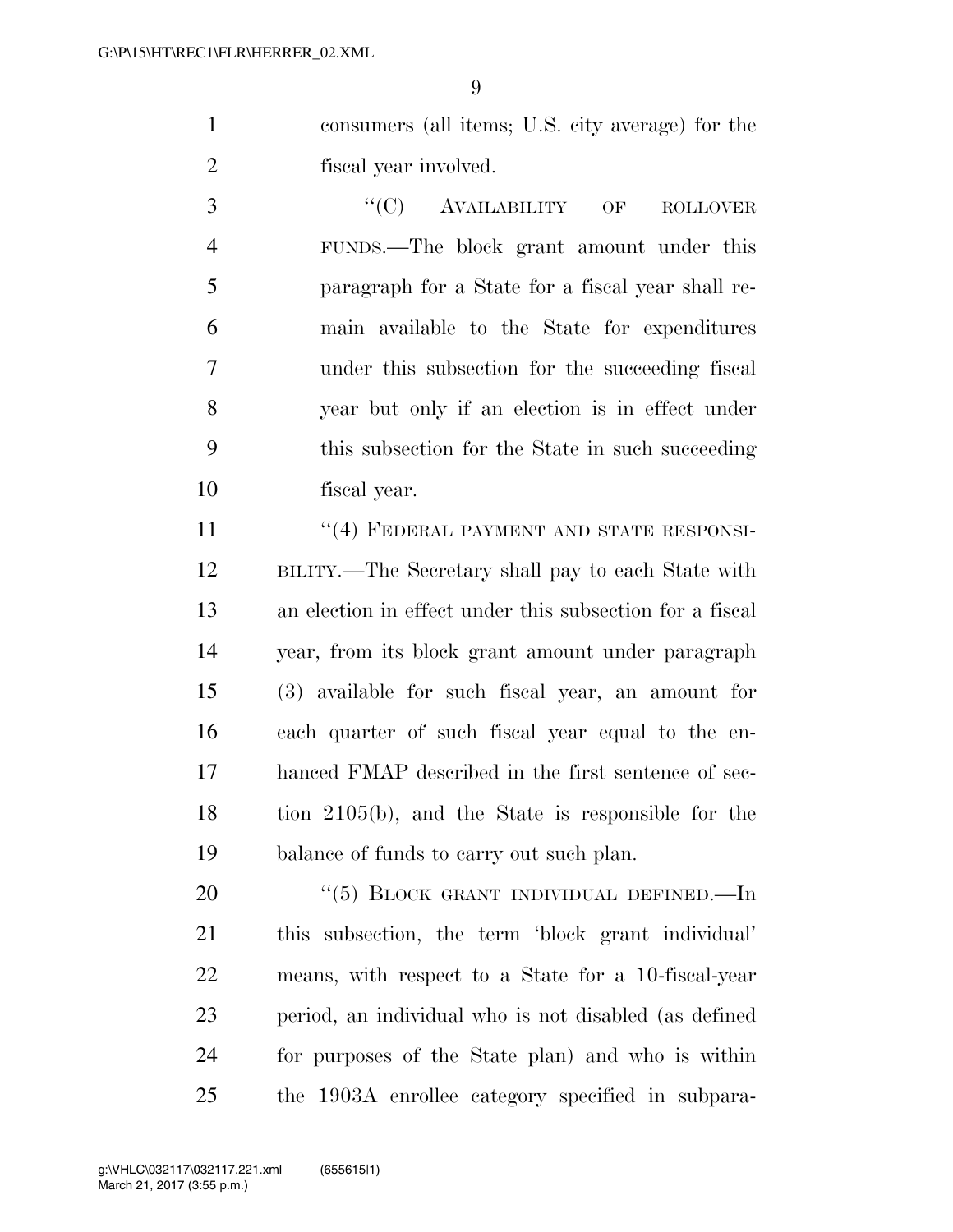consumers (all items; U.S. city average) for the fiscal year involved.

"(C) AVAILABILITY OF ROLLOVER FUNDS.—The block grant amount under this paragraph for a State for a fiscal year shall remain available to the State for expenditures under this subsection for the succeeding fiscal year but only if an election is in effect under this subsection for the State in such succeeding fiscal year.

"(4) FEDERAL PAYMENT AND STATE RESPONSIBILITY.—The Secretary shall pay to each State with an election in effect under this subsection for a fiscal year, from its block grant amount under paragraph (3) available for such fiscal year, an amount for each quarter of such fiscal year equal to the enhanced FMAP described in the first sentence of section 2105(b), and the State is responsible for the balance of funds to carry out such plan.

"(5) BLOCK GRANT INDIVIDUAL DEFINED.—In this subsection, the term 'block grant individual' means, with respect to a State for a 10-fiscal-year period, an individual who is not disabled (as defined for purposes of the State plan) and who is within the 1903A enrollee category specified in subpara-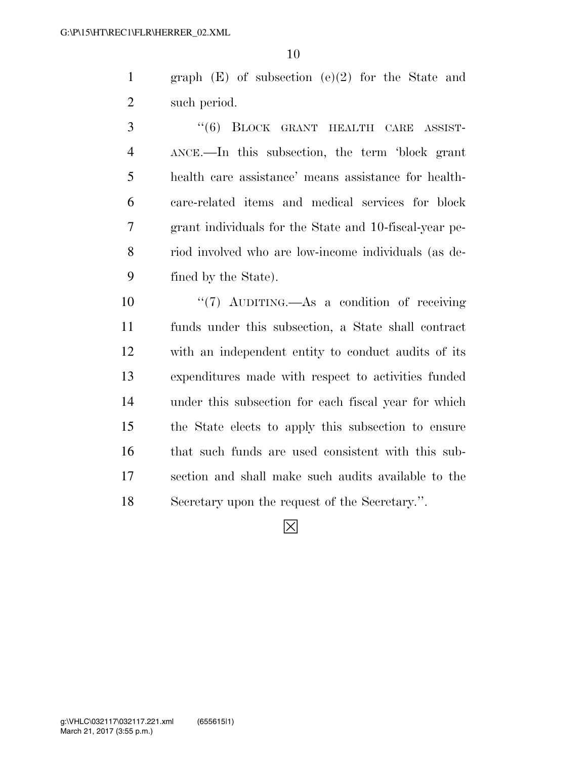graph (E) of subsection (e)(2) for the State and such period.

"(6) BLOCK GRANT HEALTH CARE ASSISTANCE.—In this subsection, the term 'block grant health care assistance' means assistance for health-care-related items and medical services for block grant individuals for the State and 10-fiscal-year period involved who are low-income individuals (as defined by the State).

"(7) AUDITING.—As a condition of receiving funds under this subsection, a State shall contract with an independent entity to conduct audits of its expenditures made with respect to activities funded under this subsection for each fiscal year for which the State elects to apply this subsection to ensure that such funds are used consistent with this subsection and shall make such audits available to the Secretary upon the request of the Secretary.".

☒